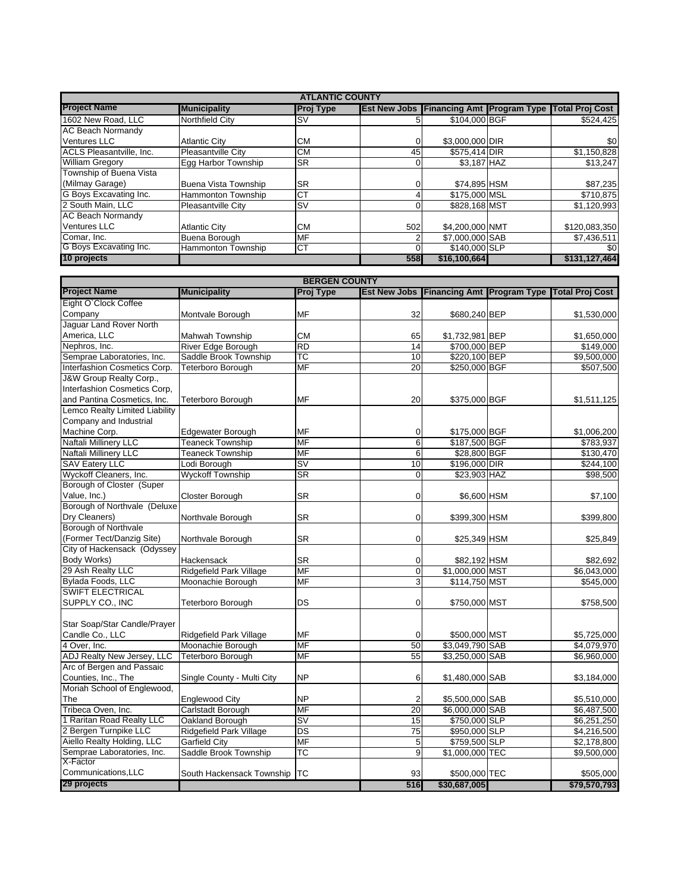| ATLANTIC COUNTY | | | | | | |
|---|---|---|---|---|---|---|
| **Project Name** | **Municipality** | **Proj Type** | **Est New Jobs** | **Financing Amt** | **Program Type** | **Total Proj Cost** |
| 1602 New Road, LLC | Northfield City | SV | 5 | $104,000 | BGF | $524,425 |
| AC Beach Normandy Ventures LLC | Atlantic City | CM | 0 | $3,000,000 | DIR | $0 |
| ACLS Pleasantville, Inc. | Pleasantville City | CM | 45 | $575,414 | DIR | $1,150,828 |
| William Gregory | Egg Harbor Township | SR | 0 | $3,187 | HAZ | $13,247 |
| Township of Buena Vista (Milmay Garage) | Buena Vista Township | SR | 0 | $74,895 | HSM | $87,235 |
| G Boys Excavating Inc. | Hammonton Township | CT | 4 | $175,000 | MSL | $710,875 |
| 2 South Main, LLC | Pleasantville City | SV | 0 | $828,168 | MST | $1,120,993 |
| AC Beach Normandy Ventures LLC | Atlantic City | CM | 502 | $4,200,000 | NMT | $120,083,350 |
| Comar, Inc. | Buena Borough | MF | 2 | $7,000,000 | SAB | $7,436,511 |
| G Boys Excavating Inc. | Hammonton Township | CT | 0 | $140,000 | SLP | $0 |
| **10 projects** | | | **558** | **$16,100,664** | | **$131,127,464** |

| BERGEN COUNTY | | | | | | |
|---|---|---|---|---|---|---|
| **Project Name** | **Municipality** | **Proj Type** | **Est New Jobs** | **Financing Amt** | **Program Type** | **Total Proj Cost** |
| Eight O`Clock Coffee Company | Montvale Borough | MF | 32 | $680,240 | BEP | $1,530,000 |
| Jaguar Land Rover North America, LLC | Mahwah Township | CM | 65 | $1,732,981 | BEP | $1,650,000 |
| Nephros, Inc. | River Edge Borough | RD | 14 | $700,000 | BEP | $149,000 |
| Semprae Laboratories, Inc. | Saddle Brook Township | TC | 10 | $220,100 | BEP | $9,500,000 |
| Interfashion Cosmetics Corp. | Teterboro Borough | MF | 20 | $250,000 | BGF | $507,500 |
| J&W Group Realty Corp., Interfashion Cosmetics Corp, and Pantina Cosmetics, Inc. | Teterboro Borough | MF | 20 | $375,000 | BGF | $1,511,125 |
| Lemco Realty Limited Liability Company and Industrial Machine Corp. | Edgewater Borough | MF | 0 | $175,000 | BGF | $1,006,200 |
| Naftali Millinery LLC | Teaneck Township | MF | 6 | $187,500 | BGF | $783,937 |
| Naftali Millinery LLC | Teaneck Township | MF | 6 | $28,800 | BGF | $130,470 |
| SAV Eatery LLC | Lodi Borough | SV | 10 | $196,000 | DIR | $244,100 |
| Wyckoff Cleaners, Inc. | Wyckoff Township | SR | 0 | $23,903 | HAZ | $98,500 |
| Borough of Closter (Super Value, Inc.) | Closter Borough | SR | 0 | $6,600 | HSM | $7,100 |
| Borough of Northvale (Deluxe Dry Cleaners) | Northvale Borough | SR | 0 | $399,300 | HSM | $399,800 |
| Borough of Northvale (Former Tect/Danzig Site) | Northvale Borough | SR | 0 | $25,349 | HSM | $25,849 |
| City of Hackensack (Odyssey Body Works) | Hackensack | SR | 0 | $82,192 | HSM | $82,692 |
| 29 Ash Realty LLC | Ridgefield Park Village | MF | 0 | $1,000,000 | MST | $6,043,000 |
| Bylada Foods, LLC | Moonachie Borough | MF | 3 | $114,750 | MST | $545,000 |
| SWIFT ELECTRICAL SUPPLY CO., INC | Teterboro Borough | DS | 0 | $750,000 | MST | $758,500 |
| Star Soap/Star Candle/Prayer Candle Co., LLC | Ridgefield Park Village | MF | 0 | $500,000 | MST | $5,725,000 |
| 4 Over, Inc. | Moonachie Borough | MF | 50 | $3,049,790 | SAB | $4,079,970 |
| ADJ Realty New Jersey, LLC | Teterboro Borough | MF | 55 | $3,250,000 | SAB | $6,960,000 |
| Arc of Bergen and Passaic Counties, Inc., The | Single County - Multi City | NP | 6 | $1,480,000 | SAB | $3,184,000 |
| Moriah School of Englewood, The | Englewood City | NP | 2 | $5,500,000 | SAB | $5,510,000 |
| Tribeca Oven, Inc. | Carlstadt Borough | MF | 20 | $6,000,000 | SAB | $6,487,500 |
| 1 Raritan Road Realty LLC | Oakland Borough | SV | 15 | $750,000 | SLP | $6,251,250 |
| 2 Bergen Turnpike LLC | Ridgefield Park Village | DS | 75 | $950,000 | SLP | $4,216,500 |
| Aiello Realty Holding, LLC | Garfield City | MF | 5 | $759,500 | SLP | $2,178,800 |
| Semprae Laboratories, Inc. | Saddle Brook Township | TC | 9 | $1,000,000 | TEC | $9,500,000 |
| X-Factor Communications,LLC | South Hackensack Township | TC | 93 | $500,000 | TEC | $505,000 |
| **29 projects** | | | **516** | **$30,687,005** | | **$79,570,793** |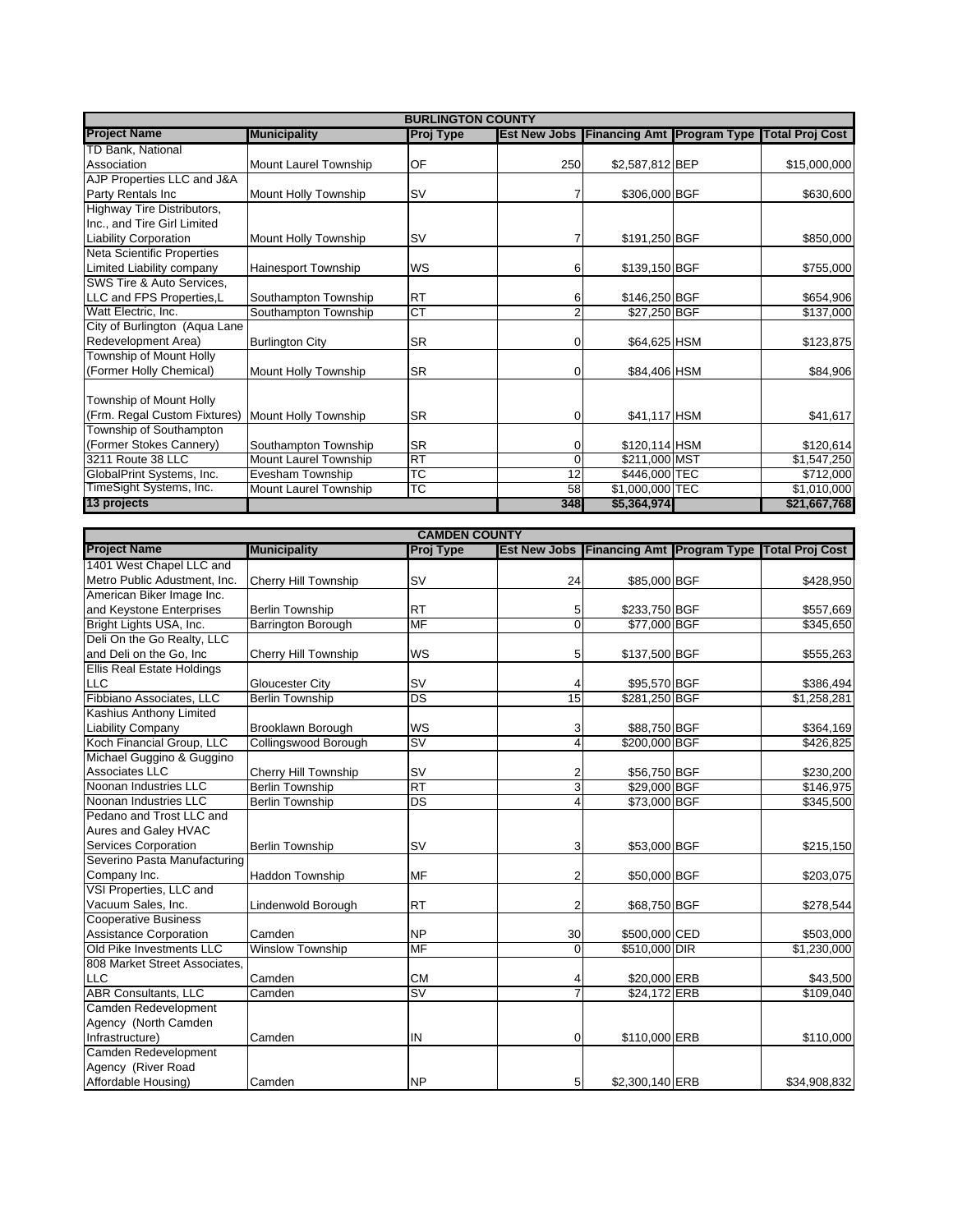| BURLINGTON COUNTY | | | | | | |
|---|---|---|---|---|---|---|
| **Project Name** | **Municipality** | **Proj Type** | **Est New Jobs** | **Financing Amt** | **Program Type** | **Total Proj Cost** |
| TD Bank, National Association | Mount Laurel Township | OF | 250 | $2,587,812 | BEP | $15,000,000 |
| AJP Properties LLC and J&A Party Rentals Inc | Mount Holly Township | SV | 7 | $306,000 | BGF | $630,600 |
| Highway Tire Distributors, Inc., and Tire Girl Limited Liability Corporation | Mount Holly Township | SV | 7 | $191,250 | BGF | $850,000 |
| Neta Scientific Properties Limited Liability company | Hainesport Township | WS | 6 | $139,150 | BGF | $755,000 |
| SWS Tire & Auto Services, LLC and FPS Properties,L | Southampton Township | RT | 6 | $146,250 | BGF | $654,906 |
| Watt Electric, Inc. | Southampton Township | CT | 2 | $27,250 | BGF | $137,000 |
| City of Burlington (Aqua Lane Redevelopment Area) | Burlington City | SR | 0 | $64,625 | HSM | $123,875 |
| Township of Mount Holly (Former Holly Chemical) | Mount Holly Township | SR | 0 | $84,406 | HSM | $84,906 |
| Township of Mount Holly (Frm. Regal Custom Fixtures) | Mount Holly Township | SR | 0 | $41,117 | HSM | $41,617 |
| Township of Southampton (Former Stokes Cannery) | Southampton Township | SR | 0 | $120,114 | HSM | $120,614 |
| 3211 Route 38 LLC | Mount Laurel Township | RT | 0 | $211,000 | MST | $1,547,250 |
| GlobalPrint Systems, Inc. | Evesham Township | TC | 12 | $446,000 | TEC | $712,000 |
| TimeSight Systems, Inc. | Mount Laurel Township | TC | 58 | $1,000,000 | TEC | $1,010,000 |
| **13 projects** | | | **348** | **$5,364,974** | | **$21,667,768** |

| CAMDEN COUNTY | | | | | | |
|---|---|---|---|---|---|---|
| **Project Name** | **Municipality** | **Proj Type** | **Est New Jobs** | **Financing Amt** | **Program Type** | **Total Proj Cost** |
| 1401 West Chapel LLC and Metro Public Adustment, Inc. | Cherry Hill Township | SV | 24 | $85,000 | BGF | $428,950 |
| American Biker Image Inc. and Keystone Enterprises | Berlin Township | RT | 5 | $233,750 | BGF | $557,669 |
| Bright Lights USA, Inc. | Barrington Borough | MF | 0 | $77,000 | BGF | $345,650 |
| Deli On the Go Realty, LLC and Deli on the Go, Inc | Cherry Hill Township | WS | 5 | $137,500 | BGF | $555,263 |
| Ellis Real Estate Holdings LLC | Gloucester City | SV | 4 | $95,570 | BGF | $386,494 |
| Fibbiano Associates, LLC | Berlin Township | DS | 15 | $281,250 | BGF | $1,258,281 |
| Kashius Anthony Limited Liability Company | Brooklawn Borough | WS | 3 | $88,750 | BGF | $364,169 |
| Koch Financial Group, LLC | Collingswood Borough | SV | 4 | $200,000 | BGF | $426,825 |
| Michael Guggino & Guggino Associates LLC | Cherry Hill Township | SV | 2 | $56,750 | BGF | $230,200 |
| Noonan Industries LLC | Berlin Township | RT | 3 | $29,000 | BGF | $146,975 |
| Noonan Industries LLC | Berlin Township | DS | 4 | $73,000 | BGF | $345,500 |
| Pedano and Trost LLC and Aures and Galey HVAC Services Corporation | Berlin Township | SV | 3 | $53,000 | BGF | $215,150 |
| Severino Pasta Manufacturing Company Inc. | Haddon Township | MF | 2 | $50,000 | BGF | $203,075 |
| VSI Properties, LLC and Vacuum Sales, Inc. | Lindenwold Borough | RT | 2 | $68,750 | BGF | $278,544 |
| Cooperative Business Assistance Corporation | Camden | NP | 30 | $500,000 | CED | $503,000 |
| Old Pike Investments LLC | Winslow Township | MF | 0 | $510,000 | DIR | $1,230,000 |
| 808 Market Street Associates, LLC | Camden | CM | 4 | $20,000 | ERB | $43,500 |
| ABR Consultants, LLC | Camden | SV | 7 | $24,172 | ERB | $109,040 |
| Camden Redevelopment Agency (North Camden Infrastructure) | Camden | IN | 0 | $110,000 | ERB | $110,000 |
| Camden Redevelopment Agency (River Road Affordable Housing) | Camden | NP | 5 | $2,300,140 | ERB | $34,908,832 |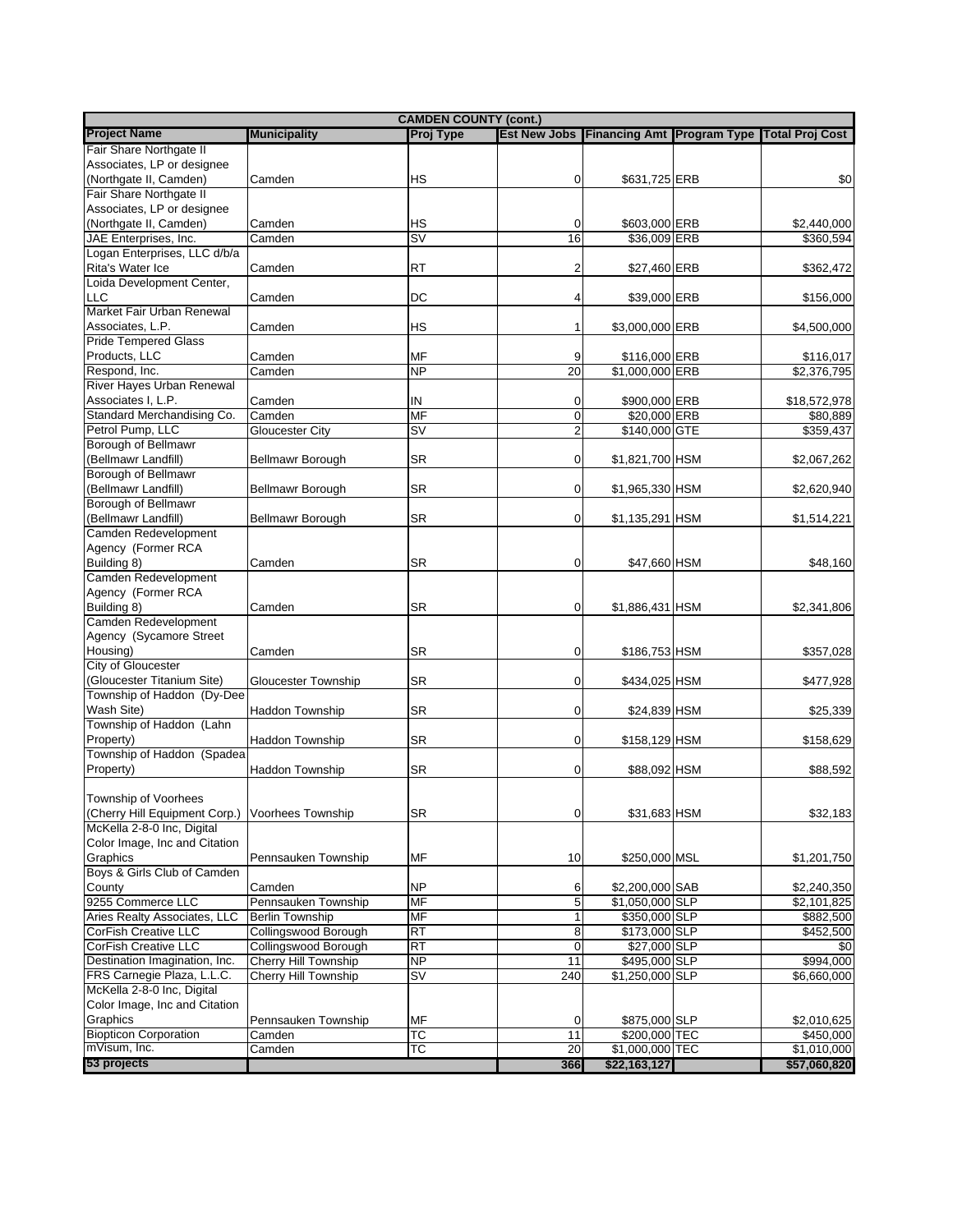| CAMDEN COUNTY (cont.) | | | | | | |
|---|---|---|---|---|---|---|
| **Project Name** | **Municipality** | **Proj Type** | **Est New Jobs** | **Financing Amt** | **Program Type** | **Total Proj Cost** |
| Fair Share Northgate II Associates, LP or designee (Northgate II, Camden) | Camden | HS | 0 | $631,725 | ERB | $0 |
| Fair Share Northgate II Associates, LP or designee (Northgate II, Camden) | Camden | HS | 0 | $603,000 | ERB | $2,440,000 |
| JAE Enterprises, Inc. | Camden | SV | 16 | $36,009 | ERB | $360,594 |
| Logan Enterprises, LLC d/b/a Rita's Water Ice | Camden | RT | 2 | $27,460 | ERB | $362,472 |
| Loida Development Center, LLC | Camden | DC | 4 | $39,000 | ERB | $156,000 |
| Market Fair Urban Renewal Associates, L.P. | Camden | HS | 1 | $3,000,000 | ERB | $4,500,000 |
| Pride Tempered Glass Products, LLC | Camden | MF | 9 | $116,000 | ERB | $116,017 |
| Respond, Inc. | Camden | NP | 20 | $1,000,000 | ERB | $2,376,795 |
| River Hayes Urban Renewal Associates I, L.P. | Camden | IN | 0 | $900,000 | ERB | $18,572,978 |
| Standard Merchandising Co. | Camden | MF | 0 | $20,000 | ERB | $80,889 |
| Petrol Pump, LLC | Gloucester City | SV | 2 | $140,000 | GTE | $359,437 |
| Borough of Bellmawr (Bellmawr Landfill) | Bellmawr Borough | SR | 0 | $1,821,700 | HSM | $2,067,262 |
| Borough of Bellmawr (Bellmawr Landfill) | Bellmawr Borough | SR | 0 | $1,965,330 | HSM | $2,620,940 |
| Borough of Bellmawr (Bellmawr Landfill) | Bellmawr Borough | SR | 0 | $1,135,291 | HSM | $1,514,221 |
| Camden Redevelopment Agency (Former RCA Building 8) | Camden | SR | 0 | $47,660 | HSM | $48,160 |
| Camden Redevelopment Agency (Former RCA Building 8) | Camden | SR | 0 | $1,886,431 | HSM | $2,341,806 |
| Camden Redevelopment Agency (Sycamore Street Housing) | Camden | SR | 0 | $186,753 | HSM | $357,028 |
| City of Gloucester (Gloucester Titanium Site) | Gloucester Township | SR | 0 | $434,025 | HSM | $477,928 |
| Township of Haddon (Dy-Dee Wash Site) | Haddon Township | SR | 0 | $24,839 | HSM | $25,339 |
| Township of Haddon (Lahn Property) | Haddon Township | SR | 0 | $158,129 | HSM | $158,629 |
| Township of Haddon (Spadea Property) | Haddon Township | SR | 0 | $88,092 | HSM | $88,592 |
| Township of Voorhees (Cherry Hill Equipment Corp.) | Voorhees Township | SR | 0 | $31,683 | HSM | $32,183 |
| McKella 2-8-0 Inc, Digital Color Image, Inc and Citation Graphics | Pennsauken Township | MF | 10 | $250,000 | MSL | $1,201,750 |
| Boys & Girls Club of Camden County | Camden | NP | 6 | $2,200,000 | SAB | $2,240,350 |
| 9255 Commerce LLC | Pennsauken Township | MF | 5 | $1,050,000 | SLP | $2,101,825 |
| Aries Realty Associates, LLC | Berlin Township | MF | 1 | $350,000 | SLP | $882,500 |
| CorFish Creative LLC | Collingswood Borough | RT | 8 | $173,000 | SLP | $452,500 |
| CorFish Creative LLC | Collingswood Borough | RT | 0 | $27,000 | SLP | $0 |
| Destination Imagination, Inc. | Cherry Hill Township | NP | 11 | $495,000 | SLP | $994,000 |
| FRS Carnegie Plaza, L.L.C. | Cherry Hill Township | SV | 240 | $1,250,000 | SLP | $6,660,000 |
| McKella 2-8-0 Inc, Digital Color Image, Inc and Citation Graphics | Pennsauken Township | MF | 0 | $875,000 | SLP | $2,010,625 |
| Biopticon Corporation | Camden | TC | 11 | $200,000 | TEC | $450,000 |
| mVisum, Inc. | Camden | TC | 20 | $1,000,000 | TEC | $1,010,000 |
| **53 projects** | | | **366** | **$22,163,127** | | **$57,060,820** |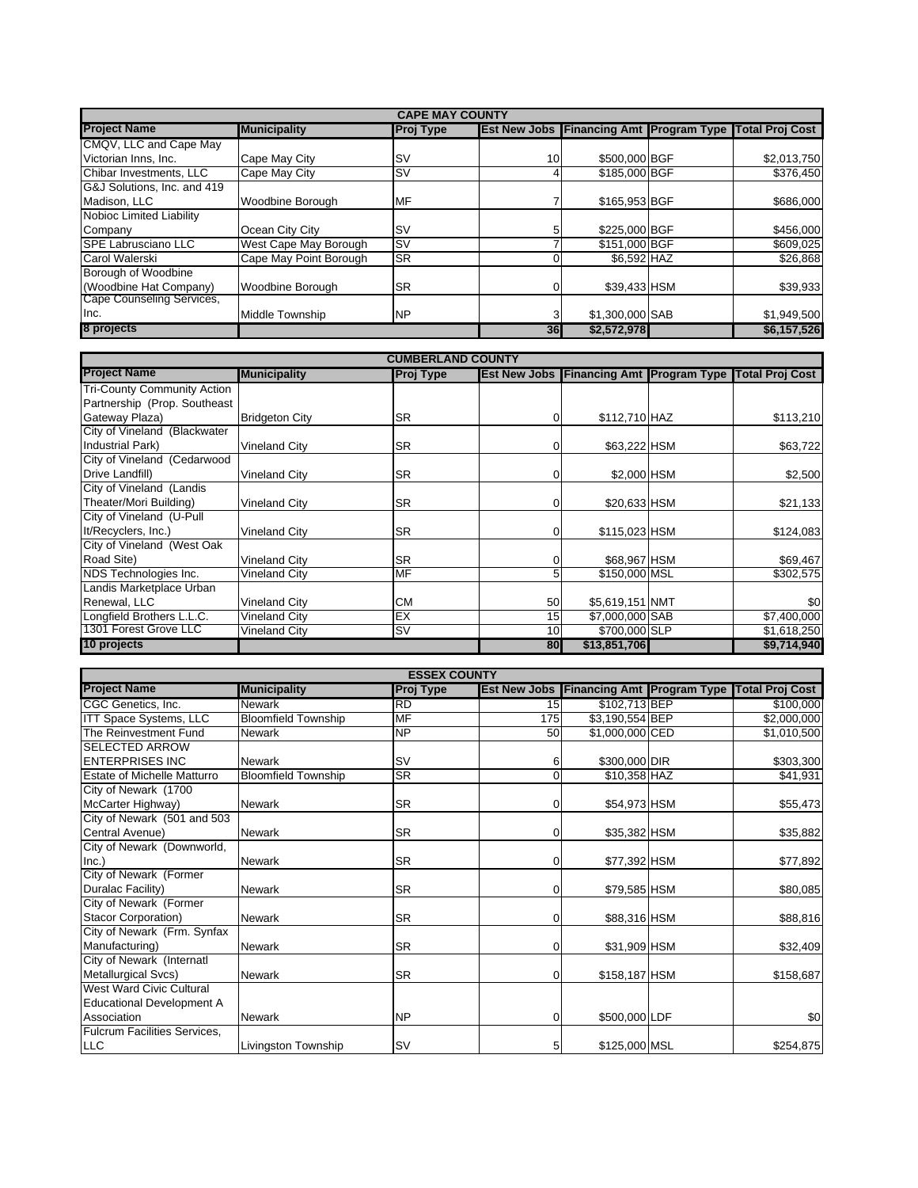| CAPE MAY COUNTY | | | | | | |
|---|---|---|---|---|---|---|
| **Project Name** | **Municipality** | **Proj Type** | **Est New Jobs** | **Financing Amt** | **Program Type** | **Total Proj Cost** |
| CMQV, LLC and Cape May Victorian Inns, Inc. | Cape May City | SV | 10 | $500,000 | BGF | $2,013,750 |
| Chibar Investments, LLC | Cape May City | SV | 4 | $185,000 | BGF | $376,450 |
| G&J Solutions, Inc. and 419 Madison, LLC | Woodbine Borough | MF | 7 | $165,953 | BGF | $686,000 |
| Nobioc Limited Liability Company | Ocean City City | SV | 5 | $225,000 | BGF | $456,000 |
| SPE Labrusciano LLC | West Cape May Borough | SV | 7 | $151,000 | BGF | $609,025 |
| Carol Walerski | Cape May Point Borough | SR | 0 | $6,592 | HAZ | $26,868 |
| Borough of Woodbine (Woodbine Hat Company) | Woodbine Borough | SR | 0 | $39,433 | HSM | $39,933 |
| Cape Counseling Services, Inc. | Middle Township | NP | 3 | $1,300,000 | SAB | $1,949,500 |
| **8 projects** | | | **36** | **$2,572,978** | | **$6,157,526** |

| CUMBERLAND COUNTY | | | | | | |
|---|---|---|---|---|---|---|
| **Project Name** | **Municipality** | **Proj Type** | **Est New Jobs** | **Financing Amt** | **Program Type** | **Total Proj Cost** |
| Tri-County Community Action Partnership (Prop. Southeast Gateway Plaza) | Bridgeton City | SR | 0 | $112,710 | HAZ | $113,210 |
| City of Vineland (Blackwater Industrial Park) | Vineland City | SR | 0 | $63,222 | HSM | $63,722 |
| City of Vineland (Cedarwood Drive Landfill) | Vineland City | SR | 0 | $2,000 | HSM | $2,500 |
| City of Vineland (Landis Theater/Mori Building) | Vineland City | SR | 0 | $20,633 | HSM | $21,133 |
| City of Vineland (U-Pull It/Recyclers, Inc.) | Vineland City | SR | 0 | $115,023 | HSM | $124,083 |
| City of Vineland (West Oak Road Site) | Vineland City | SR | 0 | $68,967 | HSM | $69,467 |
| NDS Technologies Inc. | Vineland City | MF | 5 | $150,000 | MSL | $302,575 |
| Landis Marketplace Urban Renewal, LLC | Vineland City | CM | 50 | $5,619,151 | NMT | $0 |
| Longfield Brothers L.L.C. | Vineland City | EX | 15 | $7,000,000 | SAB | $7,400,000 |
| 1301 Forest Grove LLC | Vineland City | SV | 10 | $700,000 | SLP | $1,618,250 |
| **10 projects** | | | **80** | **$13,851,706** | | **$9,714,940** |

| ESSEX COUNTY | | | | | | |
|---|---|---|---|---|---|---|
| **Project Name** | **Municipality** | **Proj Type** | **Est New Jobs** | **Financing Amt** | **Program Type** | **Total Proj Cost** |
| CGC Genetics, Inc. | Newark | RD | 15 | $102,713 | BEP | $100,000 |
| ITT Space Systems, LLC | Bloomfield Township | MF | 175 | $3,190,554 | BEP | $2,000,000 |
| The Reinvestment Fund | Newark | NP | 50 | $1,000,000 | CED | $1,010,500 |
| SELECTED ARROW ENTERPRISES INC | Newark | SV | 6 | $300,000 | DIR | $303,300 |
| Estate of Michelle Matturro | Bloomfield Township | SR | 0 | $10,358 | HAZ | $41,931 |
| City of Newark (1700 McCarter Highway) | Newark | SR | 0 | $54,973 | HSM | $55,473 |
| City of Newark (501 and 503 Central Avenue) | Newark | SR | 0 | $35,382 | HSM | $35,882 |
| City of Newark (Downworld, Inc.) | Newark | SR | 0 | $77,392 | HSM | $77,892 |
| City of Newark (Former Duralac Facility) | Newark | SR | 0 | $79,585 | HSM | $80,085 |
| City of Newark (Former Stacor Corporation) | Newark | SR | 0 | $88,316 | HSM | $88,816 |
| City of Newark (Frm. Synfax Manufacturing) | Newark | SR | 0 | $31,909 | HSM | $32,409 |
| City of Newark (Internatl Metallurgical Svcs) | Newark | SR | 0 | $158,187 | HSM | $158,687 |
| West Ward Civic Cultural Educational Development A Association | Newark | NP | 0 | $500,000 | LDF | $0 |
| Fulcrum Facilities Services, LLC | Livingston Township | SV | 5 | $125,000 | MSL | $254,875 |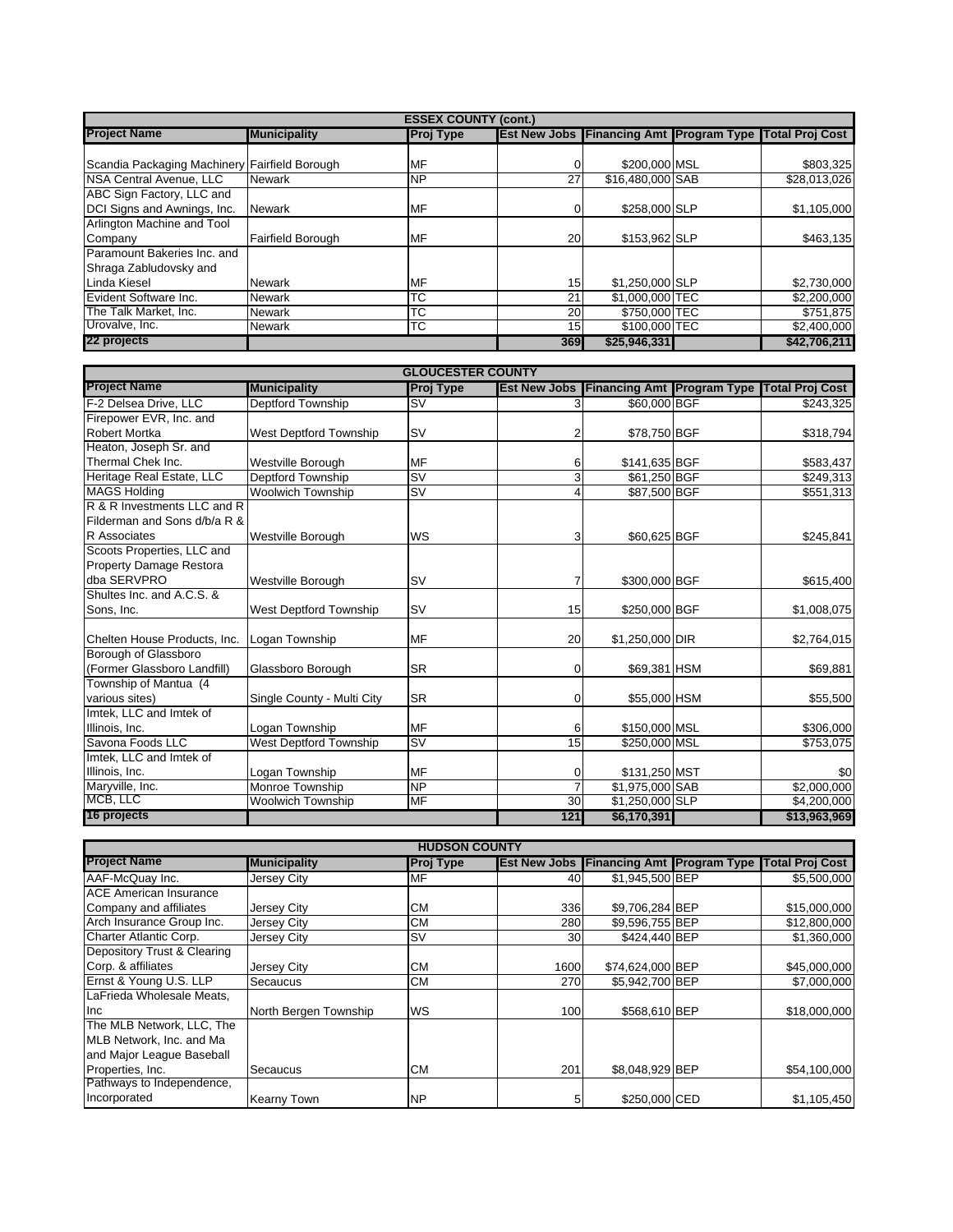| ESSEX COUNTY (cont.) | | | | | | |
|---|---|---|---|---|---|---|
| **Project Name** | **Municipality** | **Proj Type** | **Est New Jobs** | **Financing Amt** | **Program Type** | **Total Proj Cost** |
| Scandia Packaging Machinery | Fairfield Borough | MF | 0 | $200,000 | MSL | $803,325 |
| NSA Central Avenue, LLC | Newark | NP | 27 | $16,480,000 | SAB | $28,013,026 |
| ABC Sign Factory, LLC and DCI Signs and Awnings, Inc. | Newark | MF | 0 | $258,000 | SLP | $1,105,000 |
| Arlington Machine and Tool Company | Fairfield Borough | MF | 20 | $153,962 | SLP | $463,135 |
| Paramount Bakeries Inc. and Shraga Zabludovsky and Linda Kiesel | Newark | MF | 15 | $1,250,000 | SLP | $2,730,000 |
| Evident Software Inc. | Newark | TC | 21 | $1,000,000 | TEC | $2,200,000 |
| The Talk Market, Inc. | Newark | TC | 20 | $750,000 | TEC | $751,875 |
| Urovalve, Inc. | Newark | TC | 15 | $100,000 | TEC | $2,400,000 |
| **22 projects** | | | **369** | **$25,946,331** | | **$42,706,211** |

| GLOUCESTER COUNTY | | | | | | |
|---|---|---|---|---|---|---|
| **Project Name** | **Municipality** | **Proj Type** | **Est New Jobs** | **Financing Amt** | **Program Type** | **Total Proj Cost** |
| F-2 Delsea Drive, LLC | Deptford Township | SV | 3 | $60,000 | BGF | $243,325 |
| Firepower EVR, Inc. and Robert Mortka | West Deptford Township | SV | 2 | $78,750 | BGF | $318,794 |
| Heaton, Joseph Sr. and Thermal Chek Inc. | Westville Borough | MF | 6 | $141,635 | BGF | $583,437 |
| Heritage Real Estate, LLC | Deptford Township | SV | 3 | $61,250 | BGF | $249,313 |
| MAGS Holding | Woolwich Township | SV | 4 | $87,500 | BGF | $551,313 |
| R & R Investments LLC and R Filderman and Sons d/b/a R & R Associates | Westville Borough | WS | 3 | $60,625 | BGF | $245,841 |
| Scoots Properties, LLC and Property Damage Restora dba SERVPRO | Westville Borough | SV | 7 | $300,000 | BGF | $615,400 |
| Shultes Inc. and A.C.S. & Sons, Inc. | West Deptford Township | SV | 15 | $250,000 | BGF | $1,008,075 |
| Chelten House Products, Inc. | Logan Township | MF | 20 | $1,250,000 | DIR | $2,764,015 |
| Borough of Glassboro (Former Glassboro Landfill) | Glassboro Borough | SR | 0 | $69,381 | HSM | $69,881 |
| Township of Mantua (4 various sites) | Single County - Multi City | SR | 0 | $55,000 | HSM | $55,500 |
| Imtek, LLC and Imtek of Illinois, Inc. | Logan Township | MF | 6 | $150,000 | MSL | $306,000 |
| Savona Foods LLC | West Deptford Township | SV | 15 | $250,000 | MSL | $753,075 |
| Imtek, LLC and Imtek of Illinois, Inc. | Logan Township | MF | 0 | $131,250 | MST | $0 |
| Maryville, Inc. | Monroe Township | NP | 7 | $1,975,000 | SAB | $2,000,000 |
| MCB, LLC | Woolwich Township | MF | 30 | $1,250,000 | SLP | $4,200,000 |
| **16 projects** | | | **121** | **$6,170,391** | | **$13,963,969** |

| HUDSON COUNTY | | | | | | |
|---|---|---|---|---|---|---|
| **Project Name** | **Municipality** | **Proj Type** | **Est New Jobs** | **Financing Amt** | **Program Type** | **Total Proj Cost** |
| AAF-McQuay Inc. | Jersey City | MF | 40 | $1,945,500 | BEP | $5,500,000 |
| ACE American Insurance Company and affiliates | Jersey City | CM | 336 | $9,706,284 | BEP | $15,000,000 |
| Arch Insurance Group Inc. | Jersey City | CM | 280 | $9,596,755 | BEP | $12,800,000 |
| Charter Atlantic Corp. | Jersey City | SV | 30 | $424,440 | BEP | $1,360,000 |
| Depository Trust & Clearing Corp. & affiliates | Jersey City | CM | 1600 | $74,624,000 | BEP | $45,000,000 |
| Ernst & Young U.S. LLP | Secaucus | CM | 270 | $5,942,700 | BEP | $7,000,000 |
| LaFrieda Wholesale Meats, Inc | North Bergen Township | WS | 100 | $568,610 | BEP | $18,000,000 |
| The MLB Network, LLC, The MLB Network, Inc. and Ma and Major League Baseball Properties, Inc. | Secaucus | CM | 201 | $8,048,929 | BEP | $54,100,000 |
| Pathways to Independence, Incorporated | Kearny Town | NP | 5 | $250,000 | CED | $1,105,450 |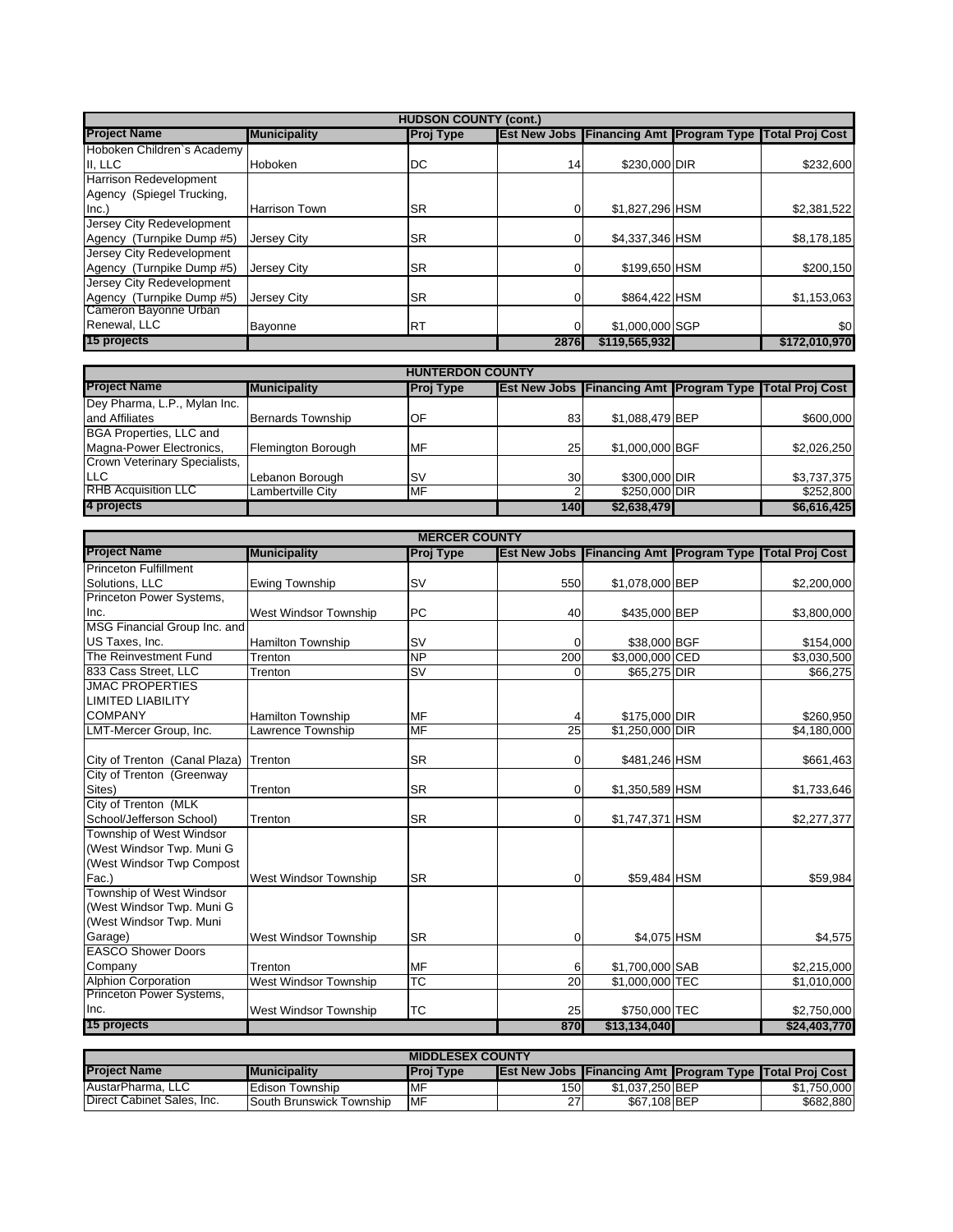| HUDSON COUNTY (cont.) | | | | | | |
|---|---|---|---|---|---|---|
| **Project Name** | **Municipality** | **Proj Type** | **Est New Jobs** | **Financing Amt** | **Program Type** | **Total Proj Cost** |
| Hoboken Children`s Academy II, LLC | Hoboken | DC | 14 | $230,000 | DIR | $232,600 |
| Harrison Redevelopment Agency (Spiegel Trucking, Inc.) | Harrison Town | SR | 0 | $1,827,296 | HSM | $2,381,522 |
| Jersey City Redevelopment Agency (Turnpike Dump #5) | Jersey City | SR | 0 | $4,337,346 | HSM | $8,178,185 |
| Jersey City Redevelopment Agency (Turnpike Dump #5) | Jersey City | SR | 0 | $199,650 | HSM | $200,150 |
| Jersey City Redevelopment Agency (Turnpike Dump #5) | Jersey City | SR | 0 | $864,422 | HSM | $1,153,063 |
| Cameron Bayonne Urban Renewal, LLC | Bayonne | RT | 0 | $1,000,000 | SGP | $0 |
| **15 projects** | | | **2876** | **$119,565,932** | | **$172,010,970** |

| HUNTERDON COUNTY | | | | | | |
|---|---|---|---|---|---|---|
| **Project Name** | **Municipality** | **Proj Type** | **Est New Jobs** | **Financing Amt** | **Program Type** | **Total Proj Cost** |
| Dey Pharma, L.P., Mylan Inc. and Affiliates | Bernards Township | OF | 83 | $1,088,479 | BEP | $600,000 |
| BGA Properties, LLC and Magna-Power Electronics, | Flemington Borough | MF | 25 | $1,000,000 | BGF | $2,026,250 |
| Crown Veterinary Specialists, LLC | Lebanon Borough | SV | 30 | $300,000 | DIR | $3,737,375 |
| RHB Acquisition LLC | Lambertville City | MF | 2 | $250,000 | DIR | $252,800 |
| **4 projects** | | | **140** | **$2,638,479** | | **$6,616,425** |

| MERCER COUNTY | | | | | | |
|---|---|---|---|---|---|---|
| **Project Name** | **Municipality** | **Proj Type** | **Est New Jobs** | **Financing Amt** | **Program Type** | **Total Proj Cost** |
| Princeton Fulfillment Solutions, LLC | Ewing Township | SV | 550 | $1,078,000 | BEP | $2,200,000 |
| Princeton Power Systems, Inc. | West Windsor Township | PC | 40 | $435,000 | BEP | $3,800,000 |
| MSG Financial Group Inc. and US Taxes, Inc. | Hamilton Township | SV | 0 | $38,000 | BGF | $154,000 |
| The Reinvestment Fund | Trenton | NP | 200 | $3,000,000 | CED | $3,030,500 |
| 833 Cass Street, LLC | Trenton | SV | 0 | $65,275 | DIR | $66,275 |
| JMAC PROPERTIES LIMITED LIABILITY COMPANY | Hamilton Township | MF | 4 | $175,000 | DIR | $260,950 |
| LMT-Mercer Group, Inc. | Lawrence Township | MF | 25 | $1,250,000 | DIR | $4,180,000 |
| City of Trenton (Canal Plaza) | Trenton | SR | 0 | $481,246 | HSM | $661,463 |
| City of Trenton (Greenway Sites) | Trenton | SR | 0 | $1,350,589 | HSM | $1,733,646 |
| City of Trenton (MLK School/Jefferson School) | Trenton | SR | 0 | $1,747,371 | HSM | $2,277,377 |
| Township of West Windsor (West Windsor Twp. Muni G (West Windsor Twp Compost Fac.) | West Windsor Township | SR | 0 | $59,484 | HSM | $59,984 |
| Township of West Windsor (West Windsor Twp. Muni G (West Windsor Twp. Muni Garage) | West Windsor Township | SR | 0 | $4,075 | HSM | $4,575 |
| EASCO Shower Doors Company | Trenton | MF | 6 | $1,700,000 | SAB | $2,215,000 |
| Alphion Corporation | West Windsor Township | TC | 20 | $1,000,000 | TEC | $1,010,000 |
| Princeton Power Systems, Inc. | West Windsor Township | TC | 25 | $750,000 | TEC | $2,750,000 |
| **15 projects** | | | **870** | **$13,134,040** | | **$24,403,770** |

| MIDDLESEX COUNTY | | | | | | |
|---|---|---|---|---|---|---|
| **Project Name** | **Municipality** | **Proj Type** | **Est New Jobs** | **Financing Amt** | **Program Type** | **Total Proj Cost** |
| AustarPharma, LLC | Edison Township | MF | 150 | $1,037,250 | BEP | $1,750,000 |
| Direct Cabinet Sales, Inc. | South Brunswick Township | MF | 27 | $67,108 | BEP | $682,880 |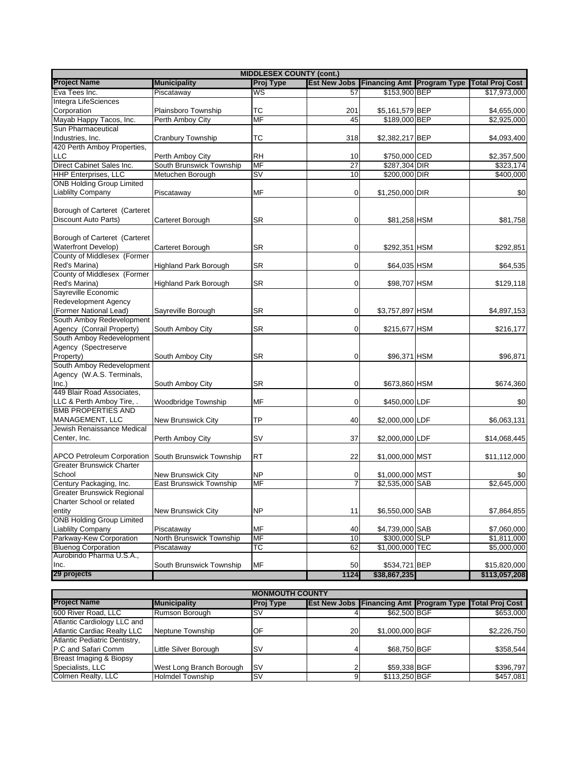| MIDDLESEX COUNTY (cont.) | | | | | | |
|---|---|---|---|---|---|---|
| **Project Name** | **Municipality** | **Proj Type** | **Est New Jobs** | **Financing Amt** | **Program Type** | **Total Proj Cost** |
| Eva Tees Inc. | Piscataway | WS | 57 | $153,900 | BEP | $17,973,000 |
| Integra LifeSciences Corporation | Plainsboro Township | TC | 201 | $5,161,579 | BEP | $4,655,000 |
| Mayab Happy Tacos, Inc. | Perth Amboy City | MF | 45 | $189,000 | BEP | $2,925,000 |
| Sun Pharmaceutical Industries, Inc. | Cranbury Township | TC | 318 | $2,382,217 | BEP | $4,093,400 |
| 420 Perth Amboy Properties, LLC | Perth Amboy City | RH | 10 | $750,000 | CED | $2,357,500 |
| Direct Cabinet Sales Inc. | South Brunswick Township | MF | 27 | $287,304 | DIR | $323,174 |
| HHP Enterprises, LLC | Metuchen Borough | SV | 10 | $200,000 | DIR | $400,000 |
| ONB Holding Group Limited Liablilty Company | Piscataway | MF | 0 | $1,250,000 | DIR | $0 |
| Borough of Carteret (Carteret Discount Auto Parts) | Carteret Borough | SR | 0 | $81,258 | HSM | $81,758 |
| Borough of Carteret (Carteret Waterfront Develop) | Carteret Borough | SR | 0 | $292,351 | HSM | $292,851 |
| County of Middlesex (Former Red's Marina) | Highland Park Borough | SR | 0 | $64,035 | HSM | $64,535 |
| County of Middlesex (Former Red's Marina) | Highland Park Borough | SR | 0 | $98,707 | HSM | $129,118 |
| Sayreville Economic Redevelopment Agency (Former National Lead) | Sayreville Borough | SR | 0 | $3,757,897 | HSM | $4,897,153 |
| South Amboy Redevelopment Agency (Conrail Property) | South Amboy City | SR | 0 | $215,677 | HSM | $216,177 |
| South Amboy Redevelopment Agency (Spectreserve Property) | South Amboy City | SR | 0 | $96,371 | HSM | $96,871 |
| South Amboy Redevelopment Agency (W.A.S. Terminals, Inc.) | South Amboy City | SR | 0 | $673,860 | HSM | $674,360 |
| 449 Blair Road Associates, LLC & Perth Amboy Tire, . | Woodbridge Township | MF | 0 | $450,000 | LDF | $0 |
| BMB PROPERTIES AND MANAGEMENT, LLC | New Brunswick City | TP | 40 | $2,000,000 | LDF | $6,063,131 |
| Jewish Renaissance Medical Center, Inc. | Perth Amboy City | SV | 37 | $2,000,000 | LDF | $14,068,445 |
| APCO Petroleum Corporation | South Brunswick Township | RT | 22 | $1,000,000 | MST | $11,112,000 |
| Greater Brunswick Charter School | New Brunswick City | NP | 0 | $1,000,000 | MST | $0 |
| Century Packaging, Inc. | East Brunswick Township | MF | 7 | $2,535,000 | SAB | $2,645,000 |
| Greater Brunswick Regional Charter School or related entity | New Brunswick City | NP | 11 | $6,550,000 | SAB | $7,864,855 |
| ONB Holding Group Limited Liablilty Company | Piscataway | MF | 40 | $4,739,000 | SAB | $7,060,000 |
| Parkway-Kew Corporation | North Brunswick Township | MF | 10 | $300,000 | SLP | $1,811,000 |
| Bluenog Corporation | Piscataway | TC | 62 | $1,000,000 | TEC | $5,000,000 |
| Aurobindo Pharma U.S.A., Inc. | South Brunswick Township | MF | 50 | $534,721 | BEP | $15,820,000 |
| **29 projects** | | | **1124** | **$38,867,235** | | **$113,057,208** |

| MONMOUTH COUNTY | | | | | | |
|---|---|---|---|---|---|---|
| **Project Name** | **Municipality** | **Proj Type** | **Est New Jobs** | **Financing Amt** | **Program Type** | **Total Proj Cost** |
| 600 River Road, LLC | Rumson Borough | SV | 4 | $62,500 | BGF | $653,000 |
| Atlantic Cardiology LLC and Atlantic Cardiac Realty LLC | Neptune Township | OF | 20 | $1,000,000 | BGF | $2,226,750 |
| Atlantic Pediatric Dentistry, P.C and Safari Comm | Little Silver Borough | SV | 4 | $68,750 | BGF | $358,544 |
| Breast Imaging & Biopsy Specialists, LLC | West Long Branch Borough | SV | 2 | $59,338 | BGF | $396,797 |
| Colmen Realty, LLC | Holmdel Township | SV | 9 | $113,250 | BGF | $457,081 |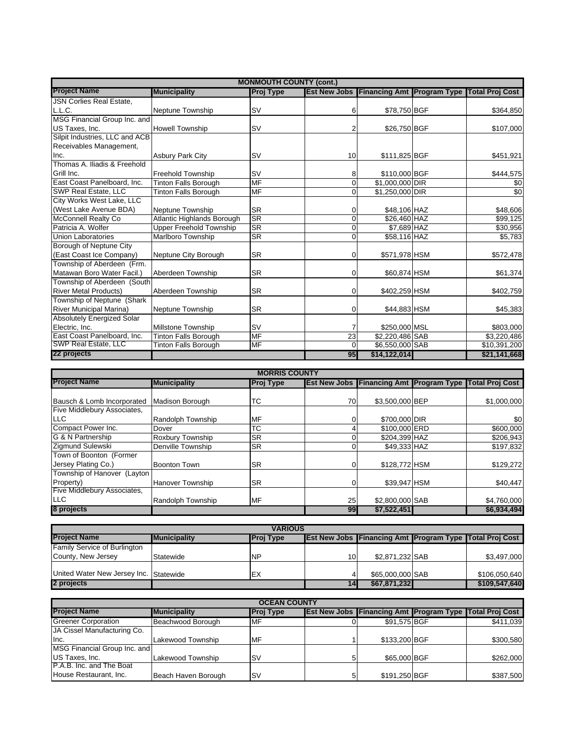| MONMOUTH COUNTY (cont.) | | | | | | |
|---|---|---|---|---|---|---|
| **Project Name** | **Municipality** | **Proj Type** | **Est New Jobs** | **Financing Amt** | **Program Type** | **Total Proj Cost** |
| JSN Corlies Real Estate, L.L.C. | Neptune Township | SV | 6 | $78,750 | BGF | $364,850 |
| MSG Financial Group Inc. and US Taxes, Inc. | Howell Township | SV | 2 | $26,750 | BGF | $107,000 |
| Silpit Industries, LLC and ACB Receivables Management, Inc. | Asbury Park City | SV | 10 | $111,825 | BGF | $451,921 |
| Thomas A. Iliadis & Freehold Grill Inc. | Freehold Township | SV | 8 | $110,000 | BGF | $444,575 |
| East Coast Panelboard, Inc. | Tinton Falls Borough | MF | 0 | $1,000,000 | DIR | $0 |
| SWP Real Estate, LLC | Tinton Falls Borough | MF | 0 | $1,250,000 | DIR | $0 |
| City Works West Lake, LLC (West Lake Avenue BDA) | Neptune Township | SR | 0 | $48,106 | HAZ | $48,606 |
| McConnell Realty Co | Atlantic Highlands Borough | SR | 0 | $26,460 | HAZ | $99,125 |
| Patricia A. Wolfer | Upper Freehold Township | SR | 0 | $7,689 | HAZ | $30,956 |
| Union Laboratories | Marlboro Township | SR | 0 | $58,116 | HAZ | $5,783 |
| Borough of Neptune City (East Coast Ice Company) | Neptune City Borough | SR | 0 | $571,978 | HSM | $572,478 |
| Township of Aberdeen (Frm. Matawan Boro Water Facil.) | Aberdeen Township | SR | 0 | $60,874 | HSM | $61,374 |
| Township of Aberdeen (South River Metal Products) | Aberdeen Township | SR | 0 | $402,259 | HSM | $402,759 |
| Township of Neptune (Shark River Municipal Marina) | Neptune Township | SR | 0 | $44,883 | HSM | $45,383 |
| Absolutely Energized Solar Electric, Inc. | Millstone Township | SV | 7 | $250,000 | MSL | $803,000 |
| East Coast Panelboard, Inc. | Tinton Falls Borough | MF | 23 | $2,220,486 | SAB | $3,220,486 |
| SWP Real Estate, LLC | Tinton Falls Borough | MF | 0 | $6,550,000 | SAB | $10,391,200 |
| **22 projects** | | | **95** | **$14,122,014** | | **$21,141,668** |

| MORRIS COUNTY | | | | | | |
|---|---|---|---|---|---|---|
| **Project Name** | **Municipality** | **Proj Type** | **Est New Jobs** | **Financing Amt** | **Program Type** | **Total Proj Cost** |
| Bausch & Lomb Incorporated | Madison Borough | TC | 70 | $3,500,000 | BEP | $1,000,000 |
| Five Middlebury Associates, LLC | Randolph Township | MF | 0 | $700,000 | DIR | $0 |
| Compact Power Inc. | Dover | TC | 4 | $100,000 | ERD | $600,000 |
| G & N Partnership | Roxbury Township | SR | 0 | $204,399 | HAZ | $206,943 |
| Zigmund Sulewski | Denville Township | SR | 0 | $49,333 | HAZ | $197,832 |
| Town of Boonton (Former Jersey Plating Co.) | Boonton Town | SR | 0 | $128,772 | HSM | $129,272 |
| Township of Hanover (Layton Property) | Hanover Township | SR | 0 | $39,947 | HSM | $40,447 |
| Five Middlebury Associates, LLC | Randolph Township | MF | 25 | $2,800,000 | SAB | $4,760,000 |
| **8 projects** | | | **99** | **$7,522,451** | | **$6,934,494** |

| VARIOUS | | | | | | |
|---|---|---|---|---|---|---|
| **Project Name** | **Municipality** | **Proj Type** | **Est New Jobs** | **Financing Amt** | **Program Type** | **Total Proj Cost** |
| Family Service of Burlington County, New Jersey | Statewide | NP | 10 | $2,871,232 | SAB | $3,497,000 |
| United Water New Jersey Inc. | Statewide | EX | 4 | $65,000,000 | SAB | $106,050,640 |
| **2 projects** | | | **14** | **$67,871,232** | | **$109,547,640** |

| OCEAN COUNTY | | | | | | |
|---|---|---|---|---|---|---|
| **Project Name** | **Municipality** | **Proj Type** | **Est New Jobs** | **Financing Amt** | **Program Type** | **Total Proj Cost** |
| Greener Corporation | Beachwood Borough | MF | 0 | $91,575 | BGF | $411,039 |
| JA Cissel Manufacturing Co. Inc. | Lakewood Township | MF | 1 | $133,200 | BGF | $300,580 |
| MSG Financial Group Inc. and US Taxes, Inc. | Lakewood Township | SV | 5 | $65,000 | BGF | $262,000 |
| P.A.B. Inc. and The Boat House Restaurant, Inc. | Beach Haven Borough | SV | 5 | $191,250 | BGF | $387,500 |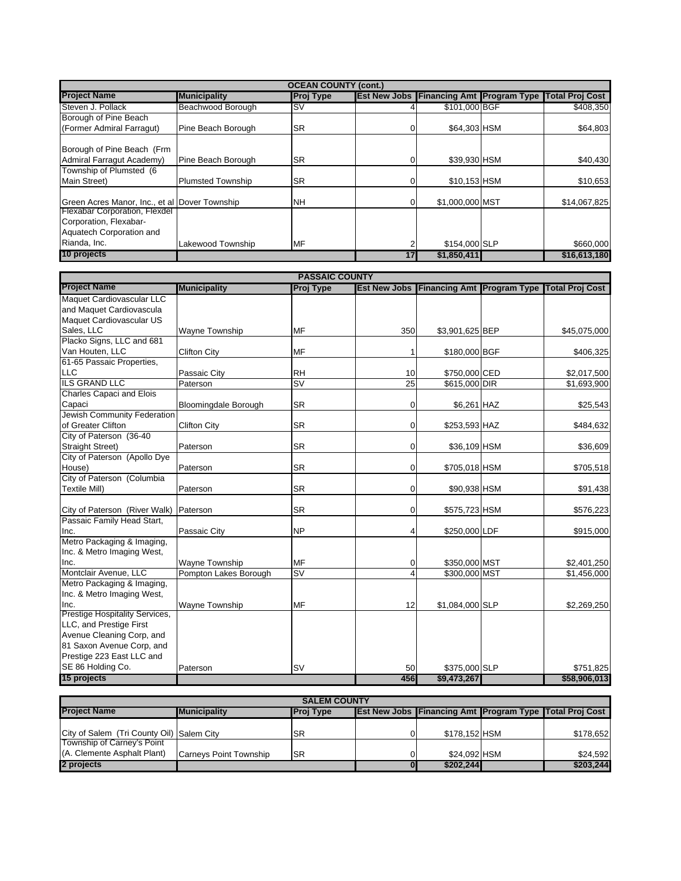| OCEAN COUNTY (cont.) | | | | | | |
|---|---|---|---|---|---|---|
| **Project Name** | **Municipality** | **Proj Type** | **Est New Jobs** | **Financing Amt** | **Program Type** | **Total Proj Cost** |
| Steven J. Pollack | Beachwood Borough | SV | 4 | $101,000 | BGF | $408,350 |
| Borough of Pine Beach (Former Admiral Farragut) | Pine Beach Borough | SR | 0 | $64,303 | HSM | $64,803 |
| Borough of Pine Beach (Frm Admiral Farragut Academy) | Pine Beach Borough | SR | 0 | $39,930 | HSM | $40,430 |
| Township of Plumsted (6 Main Street) | Plumsted Township | SR | 0 | $10,153 | HSM | $10,653 |
| Green Acres Manor, Inc., et al | Dover Township | NH | 0 | $1,000,000 | MST | $14,067,825 |
| Flexabar Corporation, Flexdel Corporation, Flexabar-Aquatech Corporation and Rianda, Inc. | Lakewood Township | MF | 2 | $154,000 | SLP | $660,000 |
| **10 projects** | | | **17** | **$1,850,411** | | **$16,613,180** |

| PASSAIC COUNTY | | | | | | |
|---|---|---|---|---|---|---|
| **Project Name** | **Municipality** | **Proj Type** | **Est New Jobs** | **Financing Amt** | **Program Type** | **Total Proj Cost** |
| Maquet Cardiovascular LLC and Maquet Cardiovascula Maquet Cardiovascular US Sales, LLC | Wayne Township | MF | 350 | $3,901,625 | BEP | $45,075,000 |
| Placko Signs, LLC and 681 Van Houten, LLC | Clifton City | MF | 1 | $180,000 | BGF | $406,325 |
| 61-65 Passaic Properties, LLC | Passaic City | RH | 10 | $750,000 | CED | $2,017,500 |
| ILS GRAND LLC | Paterson | SV | 25 | $615,000 | DIR | $1,693,900 |
| Charles Capaci and Elois Capaci | Bloomingdale Borough | SR | 0 | $6,261 | HAZ | $25,543 |
| Jewish Community Federation of Greater Clifton | Clifton City | SR | 0 | $253,593 | HAZ | $484,632 |
| City of Paterson (36-40 Straight Street) | Paterson | SR | 0 | $36,109 | HSM | $36,609 |
| City of Paterson (Apollo Dye House) | Paterson | SR | 0 | $705,018 | HSM | $705,518 |
| City of Paterson (Columbia Textile Mill) | Paterson | SR | 0 | $90,938 | HSM | $91,438 |
| City of Paterson (River Walk) | Paterson | SR | 0 | $575,723 | HSM | $576,223 |
| Passaic Family Head Start, Inc. | Passaic City | NP | 4 | $250,000 | LDF | $915,000 |
| Metro Packaging & Imaging, Inc. & Metro Imaging West, Inc. | Wayne Township | MF | 0 | $350,000 | MST | $2,401,250 |
| Montclair Avenue, LLC | Pompton Lakes Borough | SV | 4 | $300,000 | MST | $1,456,000 |
| Metro Packaging & Imaging, Inc. & Metro Imaging West, Inc. | Wayne Township | MF | 12 | $1,084,000 | SLP | $2,269,250 |
| Prestige Hospitality Services, LLC, and Prestige First Avenue Cleaning Corp, and 81 Saxon Avenue Corp, and Prestige 223 East LLC and SE 86 Holding Co. | Paterson | SV | 50 | $375,000 | SLP | $751,825 |
| **15 projects** | | | **456** | **$9,473,267** | | **$58,906,013** |

| SALEM COUNTY | | | | | | |
|---|---|---|---|---|---|---|
| **Project Name** | **Municipality** | **Proj Type** | **Est New Jobs** | **Financing Amt** | **Program Type** | **Total Proj Cost** |
| City of Salem (Tri County Oil) | Salem City | SR | 0 | $178,152 | HSM | $178,652 |
| Township of Carney's Point (A. Clemente Asphalt Plant) | Carneys Point Township | SR | 0 | $24,092 | HSM | $24,592 |
| **2 projects** | | | **0** | **$202,244** | | **$203,244** |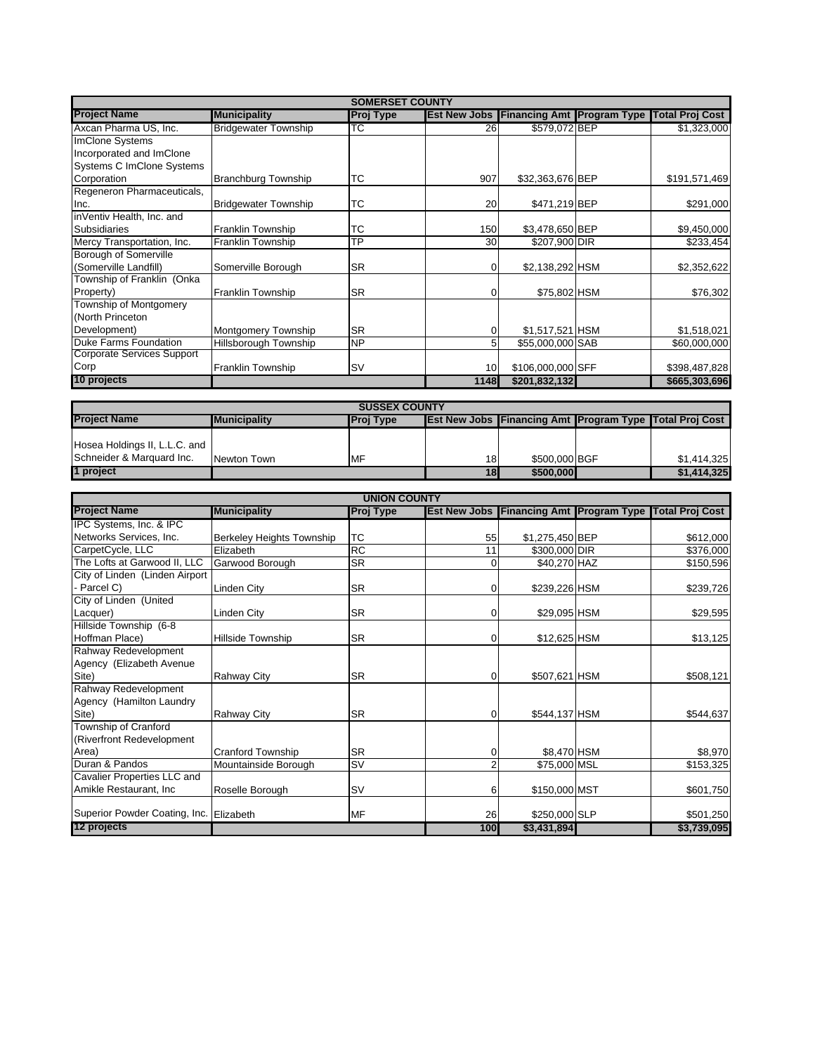| SOMERSET COUNTY | | | | | | |
|---|---|---|---|---|---|---|
| **Project Name** | **Municipality** | **Proj Type** | **Est New Jobs** | **Financing Amt** | **Program Type** | **Total Proj Cost** |
| Axcan Pharma US, Inc. | Bridgewater Township | TC | 26 | $579,072 | BEP | $1,323,000 |
| ImClone Systems Incorporated and ImClone Systems C ImClone Systems Corporation | Branchburg Township | TC | 907 | $32,363,676 | BEP | $191,571,469 |
| Regeneron Pharmaceuticals, Inc. | Bridgewater Township | TC | 20 | $471,219 | BEP | $291,000 |
| inVentiv Health, Inc. and Subsidiaries | Franklin Township | TC | 150 | $3,478,650 | BEP | $9,450,000 |
| Mercy Transportation, Inc. | Franklin Township | TP | 30 | $207,900 | DIR | $233,454 |
| Borough of Somerville (Somerville Landfill) | Somerville Borough | SR | 0 | $2,138,292 | HSM | $2,352,622 |
| Township of Franklin (Onka Property) | Franklin Township | SR | 0 | $75,802 | HSM | $76,302 |
| Township of Montgomery (North Princeton Development) | Montgomery Township | SR | 0 | $1,517,521 | HSM | $1,518,021 |
| Duke Farms Foundation | Hillsborough Township | NP | 5 | $55,000,000 | SAB | $60,000,000 |
| Corporate Services Support Corp | Franklin Township | SV | 10 | $106,000,000 | SFF | $398,487,828 |
| **10 projects** | | | **1148** | **$201,832,132** | | **$665,303,696** |

| SUSSEX COUNTY | | | | | | |
|---|---|---|---|---|---|---|
| **Project Name** | **Municipality** | **Proj Type** | **Est New Jobs** | **Financing Amt** | **Program Type** | **Total Proj Cost** |
| Hosea Holdings II, L.L.C. and Schneider & Marquard Inc. | Newton Town | MF | 18 | $500,000 | BGF | $1,414,325 |
| **1 project** | | | **18** | **$500,000** | | **$1,414,325** |

| UNION COUNTY | | | | | | |
|---|---|---|---|---|---|---|
| **Project Name** | **Municipality** | **Proj Type** | **Est New Jobs** | **Financing Amt** | **Program Type** | **Total Proj Cost** |
| IPC Systems, Inc. & IPC Networks Services, Inc. | Berkeley Heights Township | TC | 55 | $1,275,450 | BEP | $612,000 |
| CarpetCycle, LLC | Elizabeth | RC | 11 | $300,000 | DIR | $376,000 |
| The Lofts at Garwood II, LLC | Garwood Borough | SR | 0 | $40,270 | HAZ | $150,596 |
| City of Linden (Linden Airport - Parcel C) | Linden City | SR | 0 | $239,226 | HSM | $239,726 |
| City of Linden (United Lacquer) | Linden City | SR | 0 | $29,095 | HSM | $29,595 |
| Hillside Township (6-8 Hoffman Place) | Hillside Township | SR | 0 | $12,625 | HSM | $13,125 |
| Rahway Redevelopment Agency (Elizabeth Avenue Site) | Rahway City | SR | 0 | $507,621 | HSM | $508,121 |
| Rahway Redevelopment Agency (Hamilton Laundry Site) | Rahway City | SR | 0 | $544,137 | HSM | $544,637 |
| Township of Cranford (Riverfront Redevelopment Area) | Cranford Township | SR | 0 | $8,470 | HSM | $8,970 |
| Duran & Pandos | Mountainside Borough | SV | 2 | $75,000 | MSL | $153,325 |
| Cavalier Properties LLC and Amikle Restaurant, Inc | Roselle Borough | SV | 6 | $150,000 | MST | $601,750 |
| Superior Powder Coating, Inc. | Elizabeth | MF | 26 | $250,000 | SLP | $501,250 |
| **12 projects** | | | **100** | **$3,431,894** | | **$3,739,095** |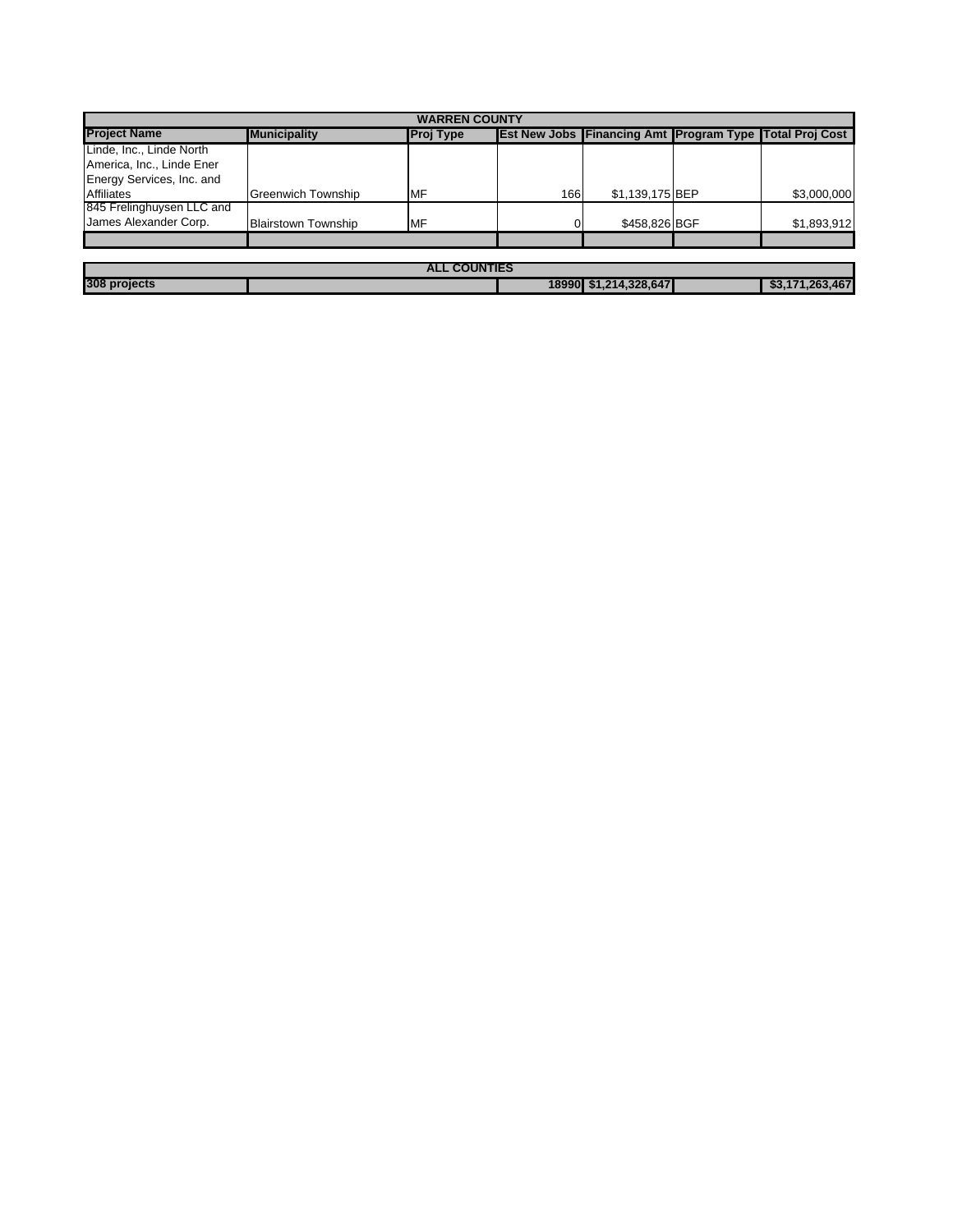| WARREN COUNTY | | | | | | |
|---|---|---|---|---|---|---|
| **Project Name** | **Municipality** | **Proj Type** | **Est New Jobs** | **Financing Amt** | **Program Type** | **Total Proj Cost** |
| Linde, Inc., Linde North America, Inc., Linde Ener Energy Services, Inc. and Affiliates | Greenwich Township | MF | 166 | $1,139,175 | BEP | $3,000,000 |
| 845 Frelinghuysen LLC and James Alexander Corp. | Blairstown Township | MF | 0 | $458,826 | BGF | $1,893,912 |
| | | | | | | |

| ALL COUNTIES | | | | | |
|---|---|---|---|---|---|
| **308 projects** | | **18990** | **$1,214,328,647** | | **$3,171,263,467** |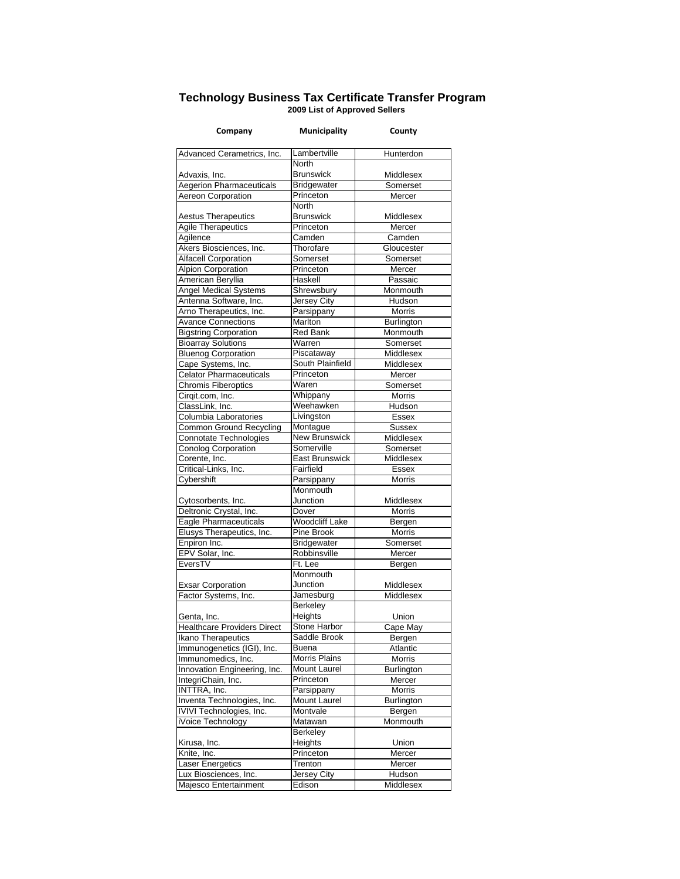# Technology Business Tax Certificate Transfer Program

**2009 List of Approved Sellers**

| Company | Municipality | County |
|---|---|---|
| Advanced Cerametrics, Inc. | Lambertville | Hunterdon |
| Advaxis, Inc. | North Brunswick | Middlesex |
| Aegerion Pharmaceuticals | Bridgewater | Somerset |
| Aereon Corporation | Princeton | Mercer |
| Aestus Therapeutics | North Brunswick | Middlesex |
| Agile Therapeutics | Princeton | Mercer |
| Agilence | Camden | Camden |
| Akers Biosciences, Inc. | Thorofare | Gloucester |
| Alfacell Corporation | Somerset | Somerset |
| Alpion Corporation | Princeton | Mercer |
| American Beryllia | Haskell | Passaic |
| Angel Medical Systems | Shrewsbury | Monmouth |
| Antenna Software, Inc. | Jersey City | Hudson |
| Arno Therapeutics, Inc. | Parsippany | Morris |
| Avance Connections | Marlton | Burlington |
| Bigstring Corporation | Red Bank | Monmouth |
| Bioarray Solutions | Warren | Somerset |
| Bluenog Corporation | Piscataway | Middlesex |
| Cape Systems, Inc. | South Plainfield | Middlesex |
| Celator Pharmaceuticals | Princeton | Mercer |
| Chromis Fiberoptics | Waren | Somerset |
| Cirqit.com, Inc. | Whippany | Morris |
| ClassLink, Inc. | Weehawken | Hudson |
| Columbia Laboratories | Livingston | Essex |
| Common Ground Recycling | Montague | Sussex |
| Connotate Technologies | New Brunswick | Middlesex |
| Conolog Corporation | Somerville | Somerset |
| Corente, Inc. | East Brunswick | Middlesex |
| Critical-Links, Inc. | Fairfield | Essex |
| Cybershift | Parsippany | Morris |
| Cytosorbents, Inc. | Monmouth Junction | Middlesex |
| Deltronic Crystal, Inc. | Dover | Morris |
| Eagle Pharmaceuticals | Woodcliff Lake | Bergen |
| Elusys Therapeutics, Inc. | Pine Brook | Morris |
| Enpiron Inc. | Bridgewater | Somerset |
| EPV Solar, Inc. | Robbinsville | Mercer |
| EversTV | Ft. Lee | Bergen |
| Exsar Corporation | Monmouth Junction | Middlesex |
| Factor Systems, Inc. | Jamesburg | Middlesex |
| Genta, Inc. | Berkeley Heights | Union |
| Healthcare Providers Direct | Stone Harbor | Cape May |
| Ikano Therapeutics | Saddle Brook | Bergen |
| Immunogenetics (IGI), Inc. | Buena | Atlantic |
| Immunomedics, Inc. | Morris Plains | Morris |
| Innovation Engineering, Inc. | Mount Laurel | Burlington |
| IntegriChain, Inc. | Princeton | Mercer |
| INTTRA, Inc. | Parsippany | Morris |
| Inventa Technologies, Inc. | Mount Laurel | Burlington |
| IVIVI Technologies, Inc. | Montvale | Bergen |
| iVoice Technology | Matawan | Monmouth |
| Kirusa, Inc. | Berkeley Heights | Union |
| Knite, Inc. | Princeton | Mercer |
| Laser Energetics | Trenton | Mercer |
| Lux Biosciences, Inc. | Jersey City | Hudson |
| Majesco Entertainment | Edison | Middlesex |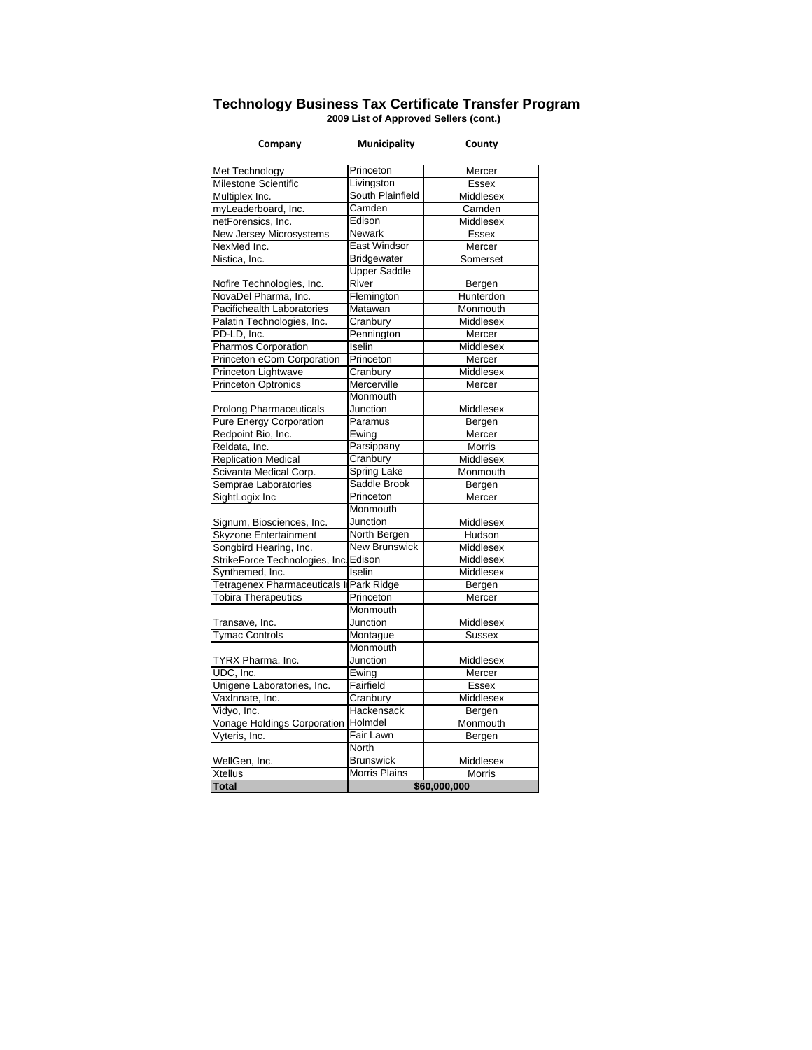# Technology Business Tax Certificate Transfer Program

**2009 List of Approved Sellers (cont.)**

| Company | Municipality | County |
|---|---|---|
| Met Technology | Princeton | Mercer |
| Milestone Scientific | Livingston | Essex |
| Multiplex Inc. | South Plainfield | Middlesex |
| myLeaderboard, Inc. | Camden | Camden |
| netForensics, Inc. | Edison | Middlesex |
| New Jersey Microsystems | Newark | Essex |
| NexMed Inc. | East Windsor | Mercer |
| Nistica, Inc. | Bridgewater | Somerset |
| Nofire Technologies, Inc. | Upper Saddle River | Bergen |
| NovaDel Pharma, Inc. | Flemington | Hunterdon |
| Pacifichealth Laboratories | Matawan | Monmouth |
| Palatin Technologies, Inc. | Cranbury | Middlesex |
| PD-LD, Inc. | Pennington | Mercer |
| Pharmos Corporation | Iselin | Middlesex |
| Princeton eCom Corporation | Princeton | Mercer |
| Princeton Lightwave | Cranbury | Middlesex |
| Princeton Optronics | Mercerville | Mercer |
| Prolong Pharmaceuticals | Monmouth Junction | Middlesex |
| Pure Energy Corporation | Paramus | Bergen |
| Redpoint Bio, Inc. | Ewing | Mercer |
| Reldata, Inc. | Parsippany | Morris |
| Replication Medical | Cranbury | Middlesex |
| Scivanta Medical Corp. | Spring Lake | Monmouth |
| Semprae Laboratories | Saddle Brook | Bergen |
| SightLogix Inc | Princeton | Mercer |
| Signum, Biosciences, Inc. | Monmouth Junction | Middlesex |
| Skyzone Entertainment | North Bergen | Hudson |
| Songbird Hearing, Inc. | New Brunswick | Middlesex |
| StrikeForce Technologies, Inc. | Edison | Middlesex |
| Synthemed, Inc. | Iselin | Middlesex |
| Tetragenex Pharmaceuticals I | Park Ridge | Bergen |
| Tobira Therapeutics | Princeton | Mercer |
| Transave, Inc. | Monmouth Junction | Middlesex |
| Tymac Controls | Montague | Sussex |
| TYRX Pharma, Inc. | Monmouth Junction | Middlesex |
| UDC, Inc. | Ewing | Mercer |
| Unigene Laboratories, Inc. | Fairfield | Essex |
| VaxInnate, Inc. | Cranbury | Middlesex |
| Vidyo, Inc. | Hackensack | Bergen |
| Vonage Holdings Corporation | Holmdel | Monmouth |
| Vyteris, Inc. | Fair Lawn | Bergen |
| WellGen, Inc. | North Brunswick | Middlesex |
| Xtellus | Morris Plains | Morris |
| **Total** | **$60,000,000** | |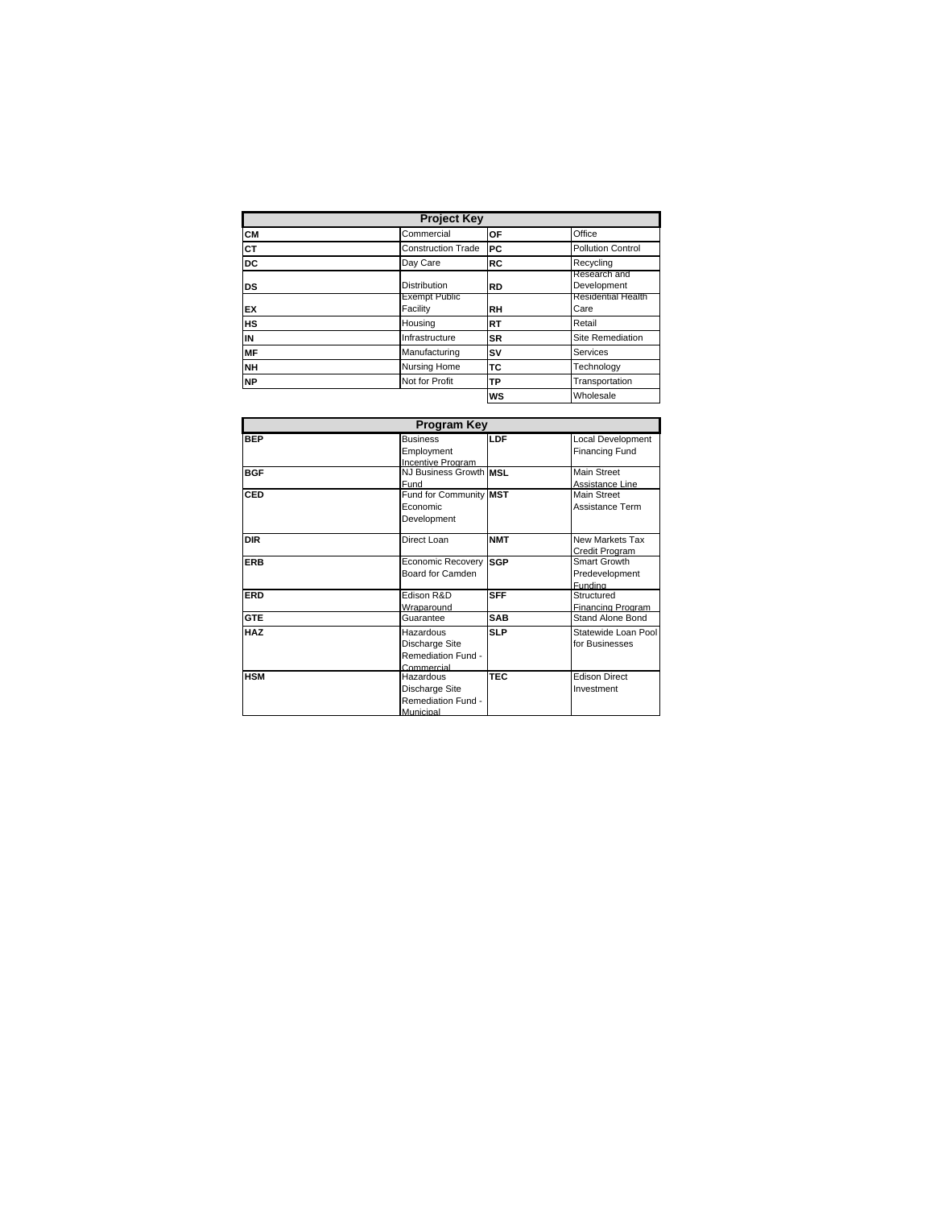| Project Key | | | |
|---|---|---|---|
| **CM** | Commercial | **OF** | Office |
| **CT** | Construction Trade | **PC** | Pollution Control |
| **DC** | Day Care | **RC** | Recycling |
| **DS** | Distribution | **RD** | Research and Development |
| **EX** | Exempt Public Facility | **RH** | Residential Health Care |
| **HS** | Housing | **RT** | Retail |
| **IN** | Infrastructure | **SR** | Site Remediation |
| **MF** | Manufacturing | **SV** | Services |
| **NH** | Nursing Home | **TC** | Technology |
| **NP** | Not for Profit | **TP** | Transportation |
| | | **WS** | Wholesale |

| Program Key | | | |
|---|---|---|---|
| **BEP** | Business Employment Incentive Program | **LDF** | Local Development Financing Fund |
| **BGF** | NJ Business Growth Fund | **MSL** | Main Street Assistance Line |
| **CED** | Fund for Community Economic Development | **MST** | Main Street Assistance Term |
| **DIR** | Direct Loan | **NMT** | New Markets Tax Credit Program |
| **ERB** | Economic Recovery Board for Camden | **SGP** | Smart Growth Predevelopment Funding |
| **ERD** | Edison R&D Wraparound | **SFF** | Structured Financing Program |
| **GTE** | Guarantee | **SAB** | Stand Alone Bond |
| **HAZ** | Hazardous Discharge Site Remediation Fund - Commercial | **SLP** | Statewide Loan Pool for Businesses |
| **HSM** | Hazardous Discharge Site Remediation Fund - Municipal | **TEC** | Edison Direct Investment |